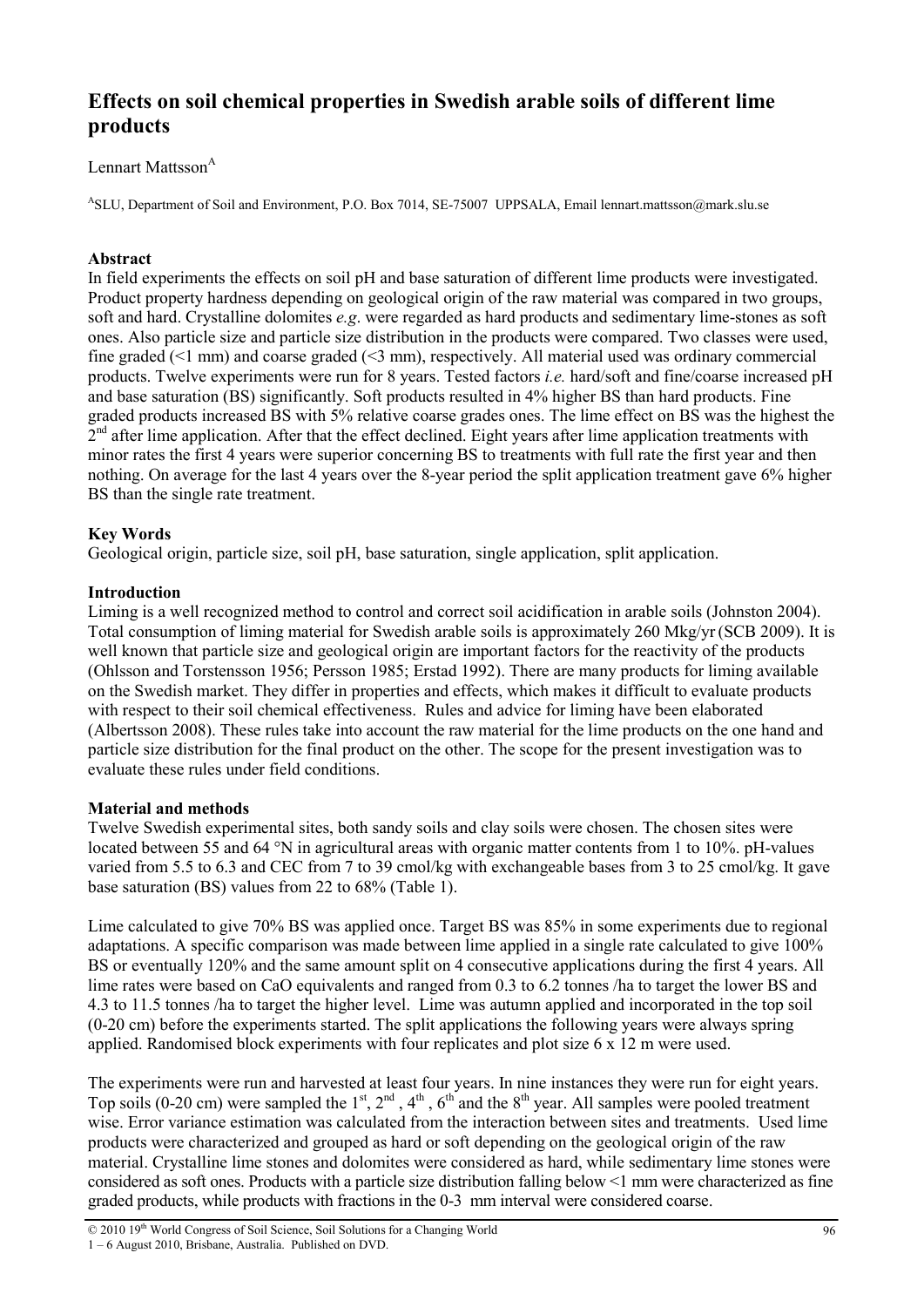# Effects on soil chemical properties in Swedish arable soils of different lime products

Lennart Mattsson[A]

[A]SLU, Department of Soil and Environment, P.O. Box 7014, SE-75007 UPPSALA, Email lennart.mattsson@mark.slu.se

## Abstract

In field experiments the effects on soil pH and base saturation of different lime products were investigated. Product property hardness depending on geological origin of the raw material was compared in two groups, soft and hard. Crystalline dolomites *e.g*. were regarded as hard products and sedimentary lime-stones as soft ones. Also particle size and particle size distribution in the products were compared. Two classes were used, fine graded (<1 mm) and coarse graded (<3 mm), respectively. All material used was ordinary commercial products. Twelve experiments were run for 8 years. Tested factors *i.e.* hard/soft and fine/coarse increased pH and base saturation (BS) significantly. Soft products resulted in 4% higher BS than hard products. Fine graded products increased BS with 5% relative coarse grades ones. The lime effect on BS was the highest the 2nd after lime application. After that the effect declined. Eight years after lime application treatments with minor rates the first 4 years were superior concerning BS to treatments with full rate the first year and then nothing. On average for the last 4 years over the 8-year period the split application treatment gave 6% higher BS than the single rate treatment.

## Key Words

Geological origin, particle size, soil pH, base saturation, single application, split application.

## Introduction

Liming is a well recognized method to control and correct soil acidification in arable soils (Johnston 2004). Total consumption of liming material for Swedish arable soils is approximately 260 Mkg/yr (SCB 2009). It is well known that particle size and geological origin are important factors for the reactivity of the products (Ohlsson and Torstensson 1956; Persson 1985; Erstad 1992). There are many products for liming available on the Swedish market. They differ in properties and effects, which makes it difficult to evaluate products with respect to their soil chemical effectiveness. Rules and advice for liming have been elaborated (Albertsson 2008). These rules take into account the raw material for the lime products on the one hand and particle size distribution for the final product on the other. The scope for the present investigation was to evaluate these rules under field conditions.

## Material and methods

Twelve Swedish experimental sites, both sandy soils and clay soils were chosen. The chosen sites were located between 55 and 64 °N in agricultural areas with organic matter contents from 1 to 10%. pH-values varied from 5.5 to 6.3 and CEC from 7 to 39 cmol/kg with exchangeable bases from 3 to 25 cmol/kg. It gave base saturation (BS) values from 22 to 68% (Table 1).

Lime calculated to give 70% BS was applied once. Target BS was 85% in some experiments due to regional adaptations. A specific comparison was made between lime applied in a single rate calculated to give 100% BS or eventually 120% and the same amount split on 4 consecutive applications during the first 4 years. All lime rates were based on CaO equivalents and ranged from 0.3 to 6.2 tonnes /ha to target the lower BS and 4.3 to 11.5 tonnes /ha to target the higher level. Lime was autumn applied and incorporated in the top soil (0-20 cm) before the experiments started. The split applications the following years were always spring applied. Randomised block experiments with four replicates and plot size 6 x 12 m were used.

The experiments were run and harvested at least four years. In nine instances they were run for eight years. Top soils (0-20 cm) were sampled the 1st, 2nd, 4th, 6th and the 8th year. All samples were pooled treatment wise. Error variance estimation was calculated from the interaction between sites and treatments. Used lime products were characterized and grouped as hard or soft depending on the geological origin of the raw material. Crystalline lime stones and dolomites were considered as hard, while sedimentary lime stones were considered as soft ones. Products with a particle size distribution falling below <1 mm were characterized as fine graded products, while products with fractions in the 0-3 mm interval were considered coarse.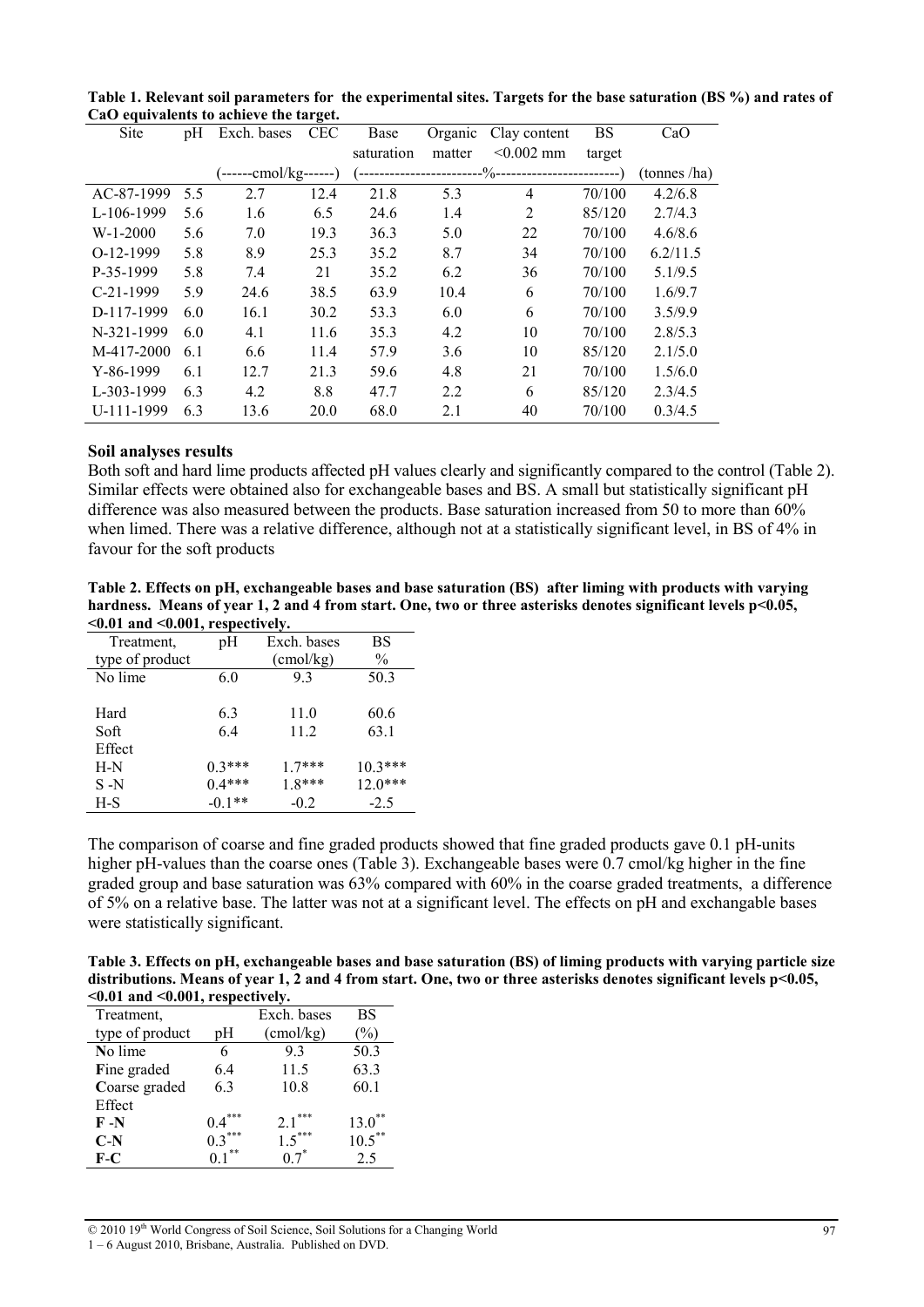**Table 1. Relevant soil parameters for the experimental sites. Targets for the base saturation (BS %) and rates of CaO equivalents to achieve the target.**

| Site | pH | Exch. bases | CEC | Base saturation | Organic matter | Clay content <0.002 mm | BS target | CaO |
|---|---|---|---|---|---|---|---|---|
| | | (------cmol/kg------) | | (------------------------%------------------------) | | | | (tonnes /ha) |
| AC-87-1999 | 5.5 | 2.7 | 12.4 | 21.8 | 5.3 | 4 | 70/100 | 4.2/6.8 |
| L-106-1999 | 5.6 | 1.6 | 6.5 | 24.6 | 1.4 | 2 | 85/120 | 2.7/4.3 |
| W-1-2000 | 5.6 | 7.0 | 19.3 | 36.3 | 5.0 | 22 | 70/100 | 4.6/8.6 |
| O-12-1999 | 5.8 | 8.9 | 25.3 | 35.2 | 8.7 | 34 | 70/100 | 6.2/11.5 |
| P-35-1999 | 5.8 | 7.4 | 21 | 35.2 | 6.2 | 36 | 70/100 | 5.1/9.5 |
| C-21-1999 | 5.9 | 24.6 | 38.5 | 63.9 | 10.4 | 6 | 70/100 | 1.6/9.7 |
| D-117-1999 | 6.0 | 16.1 | 30.2 | 53.3 | 6.0 | 6 | 70/100 | 3.5/9.9 |
| N-321-1999 | 6.0 | 4.1 | 11.6 | 35.3 | 4.2 | 10 | 70/100 | 2.8/5.3 |
| M-417-2000 | 6.1 | 6.6 | 11.4 | 57.9 | 3.6 | 10 | 85/120 | 2.1/5.0 |
| Y-86-1999 | 6.1 | 12.7 | 21.3 | 59.6 | 4.8 | 21 | 70/100 | 1.5/6.0 |
| L-303-1999 | 6.3 | 4.2 | 8.8 | 47.7 | 2.2 | 6 | 85/120 | 2.3/4.5 |
| U-111-1999 | 6.3 | 13.6 | 20.0 | 68.0 | 2.1 | 40 | 70/100 | 0.3/4.5 |

### Soil analyses results

Both soft and hard lime products affected pH values clearly and significantly compared to the control (Table 2). Similar effects were obtained also for exchangeable bases and BS. A small but statistically significant pH difference was also measured between the products. Base saturation increased from 50 to more than 60% when limed. There was a relative difference, although not at a statistically significant level, in BS of 4% in favour for the soft products

**Table 2. Effects on pH, exchangeable bases and base saturation (BS) after liming with products with varying hardness. Means of year 1, 2 and 4 from start. One, two or three asterisks denotes significant levels p<0.05, <0.01 and <0.001, respectively.**

| Treatment, type of product | pH | Exch. bases (cmol/kg) | BS % |
|---|---|---|---|
| No lime | 6.0 | 9.3 | 50.3 |
| | | | |
| Hard | 6.3 | 11.0 | 60.6 |
| Soft | 6.4 | 11.2 | 63.1 |
| Effect | | | |
| H-N | 0.3*** | 1.7*** | 10.3*** |
| S -N | 0.4*** | 1.8*** | 12.0*** |
| H-S | -0.1** | -0.2 | -2.5 |

The comparison of coarse and fine graded products showed that fine graded products gave 0.1 pH-units higher pH-values than the coarse ones (Table 3). Exchangeable bases were 0.7 cmol/kg higher in the fine graded group and base saturation was 63% compared with 60% in the coarse graded treatments, a difference of 5% on a relative base. The latter was not at a significant level. The effects on pH and exchangable bases were statistically significant.

**Table 3. Effects on pH, exchangeable bases and base saturation (BS) of liming products with varying particle size distributions. Means of year 1, 2 and 4 from start. One, two or three asterisks denotes significant levels p<0.05, <0.01 and <0.001, respectively.**

| Treatment, type of product | pH | Exch. bases (cmol/kg) | BS (%) |
|---|---|---|---|
| **N**o lime | 6 | 9.3 | 50.3 |
| **F**ine graded | 6.4 | 11.5 | 63.3 |
| **C**oarse graded | 6.3 | 10.8 | 60.1 |
| Effect | | | |
| **F -N** | 0.4*** | 2.1*** | 13.0** |
| **C-N** | 0.3*** | 1.5*** | 10.5** |
| **F-C** | 0.1** | 0.7* | 2.5 |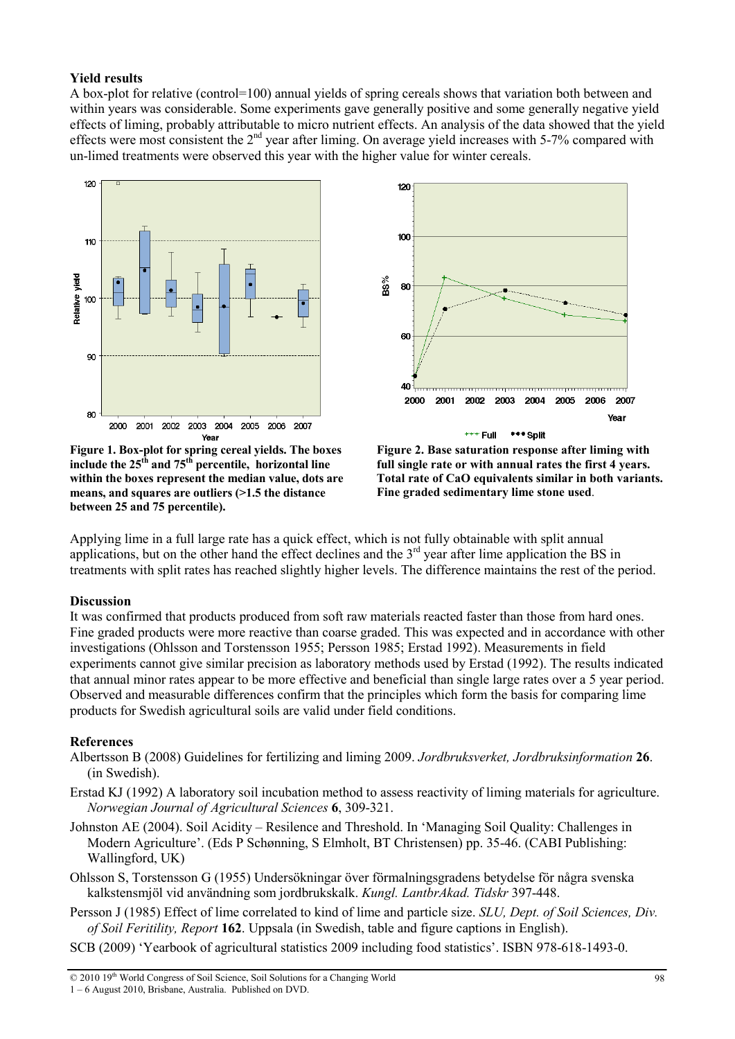**Yield results**

A box-plot for relative (control=100) annual yields of spring cereals shows that variation both between and within years was considerable. Some experiments gave generally positive and some generally negative yield effects of liming, probably attributable to micro nutrient effects. An analysis of the data showed that the yield effects were most consistent the 2nd year after liming. On average yield increases with 5-7% compared with un-limed treatments were observed this year with the higher value for winter cereals.

120
110
100
90
80
Relative yield
2000 2001 2002 2003 2004 2005 2006 2007
Year

**Figure 1. Box-plot for spring cereal yields. The boxes include the 25th and 75th percentile, horizontal line within the boxes represent the median value, dots are means, and squares are outliers (>1.5 the distance between 25 and 75 percentile).**

120
100
80
60
40
BS%
2000 2001 2002 2003 2004 2005 2006 2007
Year
Full Split

**Figure 2. Base saturation response after liming with full single rate or with annual rates the first 4 years. Total rate of CaO equivalents similar in both variants. Fine graded sedimentary lime stone used**.

Applying lime in a full large rate has a quick effect, which is not fully obtainable with split annual applications, but on the other hand the effect declines and the 3rd year after lime application the BS in treatments with split rates has reached slightly higher levels. The difference maintains the rest of the period.

**Discussion**

It was confirmed that products produced from soft raw materials reacted faster than those from hard ones. Fine graded products were more reactive than coarse graded. This was expected and in accordance with other investigations (Ohlsson and Torstensson 1955; Persson 1985; Erstad 1992). Measurements in field experiments cannot give similar precision as laboratory methods used by Erstad (1992). The results indicated that annual minor rates appear to be more effective and beneficial than single large rates over a 5 year period. Observed and measurable differences confirm that the principles which form the basis for comparing lime products for Swedish agricultural soils are valid under field conditions.

**References**

Albertsson B (2008) Guidelines for fertilizing and liming 2009. *Jordbruksverket, Jordbruksinformation* **26**. (in Swedish).

Erstad KJ (1992) A laboratory soil incubation method to assess reactivity of liming materials for agriculture. *Norwegian Journal of Agricultural Sciences* **6**, 309-321.

Johnston AE (2004). Soil Acidity – Resilence and Threshold. In 'Managing Soil Quality: Challenges in Modern Agriculture'. (Eds P Schønning, S Elmholt, BT Christensen) pp. 35-46. (CABI Publishing: Wallingford, UK)

Ohlsson S, Torstensson G (1955) Undersökningar över förmalningsgradens betydelse för några svenska kalkstensmjöl vid användning som jordbrukskalk. *Kungl. LantbrAkad. Tidskr* 397-448.

Persson J (1985) Effect of lime correlated to kind of lime and particle size. *SLU, Dept. of Soil Sciences, Div. of Soil Feritility, Report* **162**. Uppsala (in Swedish, table and figure captions in English).

SCB (2009) 'Yearbook of agricultural statistics 2009 including food statistics'. ISBN 978-618-1493-0.